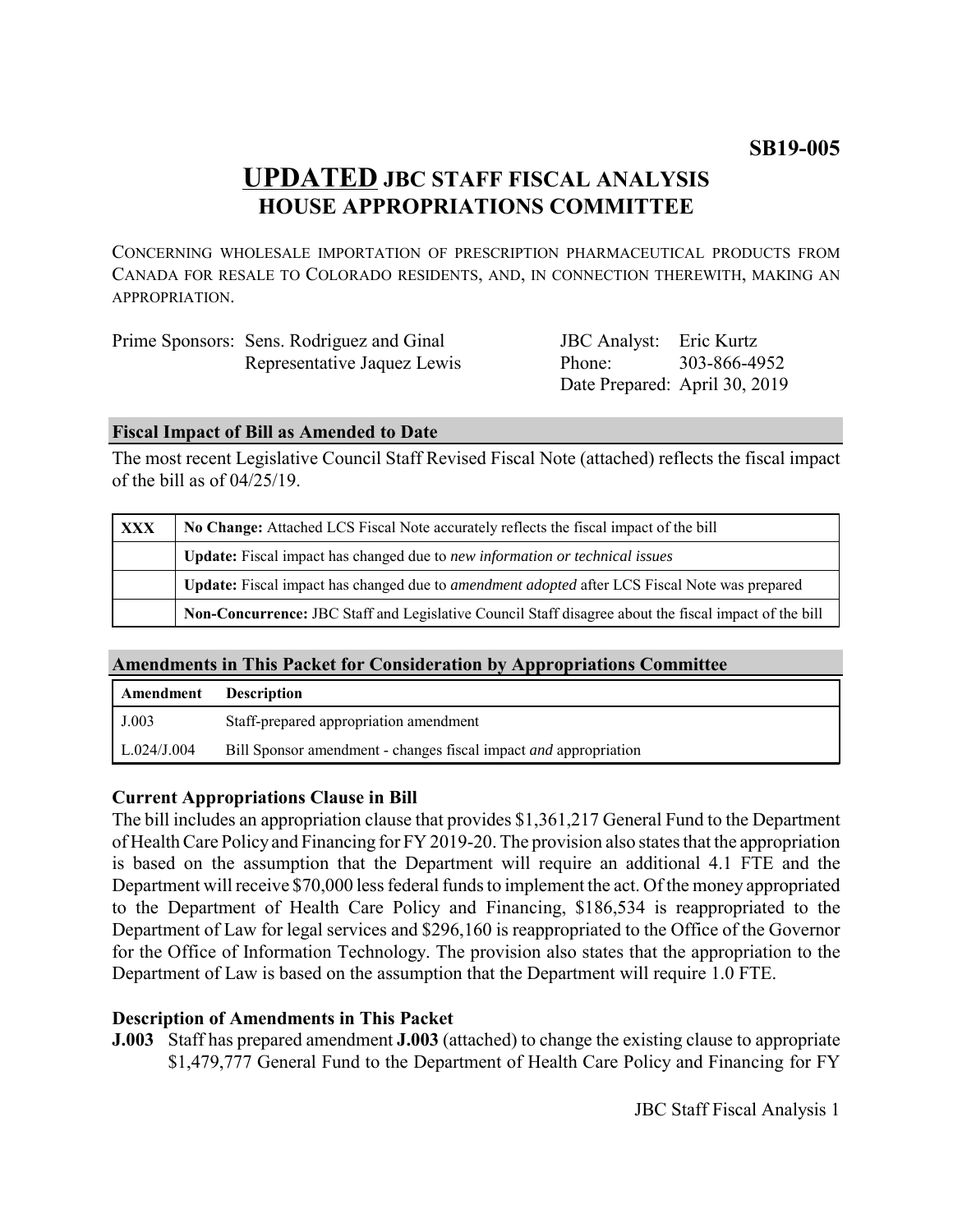**SB19-005**

# UPDATED JBC STAFF FISCAL ANALYSIS
# HOUSE APPROPRIATIONS COMMITTEE

CONCERNING WHOLESALE IMPORTATION OF PRESCRIPTION PHARMACEUTICAL PRODUCTS FROM CANADA FOR RESALE TO COLORADO RESIDENTS, AND, IN CONNECTION THEREWITH, MAKING AN APPROPRIATION.

| | | | |
|---|---|---|---|
| Prime Sponsors: | Sens. Rodriguez and Ginal<br>Representative Jaquez Lewis | JBC Analyst: | Eric Kurtz |
| | | Phone: | 303-866-4952 |
| | | Date Prepared: | April 30, 2019 |

## Fiscal Impact of Bill as Amended to Date

The most recent Legislative Council Staff Revised Fiscal Note (attached) reflects the fiscal impact of the bill as of 04/25/19.

| | |
|---|---|
| XXX | **No Change:** Attached LCS Fiscal Note accurately reflects the fiscal impact of the bill |
| | **Update:** Fiscal impact has changed due to *new information or technical issues* |
| | **Update:** Fiscal impact has changed due to *amendment adopted* after LCS Fiscal Note was prepared |
| | **Non-Concurrence:** JBC Staff and Legislative Council Staff disagree about the fiscal impact of the bill |

## Amendments in This Packet for Consideration by Appropriations Committee

| Amendment | Description |
|---|---|
| J.003 | Staff-prepared appropriation amendment |
| L.024/J.004 | Bill Sponsor amendment - changes fiscal impact *and* appropriation |

### Current Appropriations Clause in Bill

The bill includes an appropriation clause that provides $1,361,217 General Fund to the Department of Health Care Policy and Financing for FY 2019-20. The provision also states that the appropriation is based on the assumption that the Department will require an additional 4.1 FTE and the Department will receive $70,000 less federal funds to implement the act. Of the money appropriated to the Department of Health Care Policy and Financing, $186,534 is reappropriated to the Department of Law for legal services and $296,160 is reappropriated to the Office of the Governor for the Office of Information Technology. The provision also states that the appropriation to the Department of Law is based on the assumption that the Department will require 1.0 FTE.

### Description of Amendments in This Packet

**J.003** Staff has prepared amendment **J.003** (attached) to change the existing clause to appropriate $1,479,777 General Fund to the Department of Health Care Policy and Financing for FY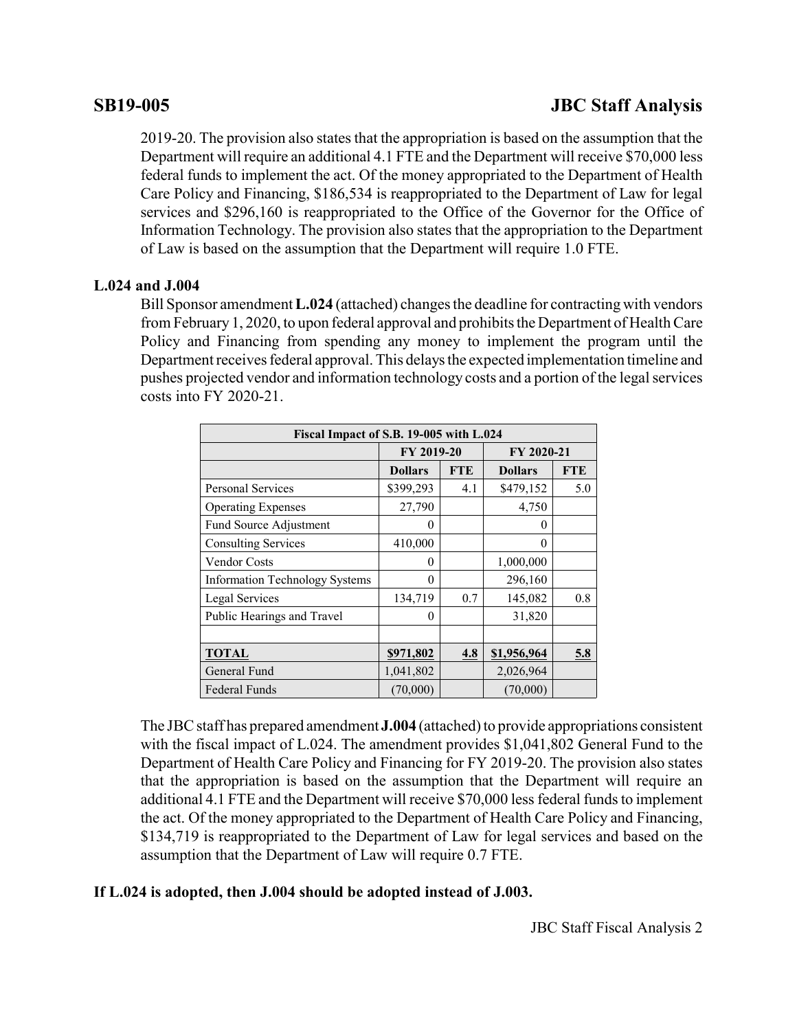2019-20. The provision also states that the appropriation is based on the assumption that the Department will require an additional 4.1 FTE and the Department will receive $70,000 less federal funds to implement the act. Of the money appropriated to the Department of Health Care Policy and Financing, $186,534 is reappropriated to the Department of Law for legal services and $296,160 is reappropriated to the Office of the Governor for the Office of Information Technology. The provision also states that the appropriation to the Department of Law is based on the assumption that the Department will require 1.0 FTE.

**L.024 and J.004**

Bill Sponsor amendment **L.024** (attached) changes the deadline for contracting with vendors from February 1, 2020, to upon federal approval and prohibits the Department of Health Care Policy and Financing from spending any money to implement the program until the Department receives federal approval. This delays the expected implementation timeline and pushes projected vendor and information technology costs and a portion of the legal services costs into FY 2020-21.

| Fiscal Impact of S.B. 19-005 with L.024 | | | | |
|---|---|---|---|---|
| | FY 2019-20 | | FY 2020-21 | |
| | Dollars | FTE | Dollars | FTE |
| Personal Services | $399,293 | 4.1 | $479,152 | 5.0 |
| Operating Expenses | 27,790 | | 4,750 | |
| Fund Source Adjustment | 0 | | 0 | |
| Consulting Services | 410,000 | | 0 | |
| Vendor Costs | 0 | | 1,000,000 | |
| Information Technology Systems | 0 | | 296,160 | |
| Legal Services | 134,719 | 0.7 | 145,082 | 0.8 |
| Public Hearings and Travel | 0 | | 31,820 | |
| | | | | |
| **TOTAL** | **$971,802** | **4.8** | **$1,956,964** | **5.8** |
| General Fund | 1,041,802 | | 2,026,964 | |
| Federal Funds | (70,000) | | (70,000) | |

The JBC staff has prepared amendment **J.004** (attached) to provide appropriations consistent with the fiscal impact of L.024. The amendment provides $1,041,802 General Fund to the Department of Health Care Policy and Financing for FY 2019-20. The provision also states that the appropriation is based on the assumption that the Department will require an additional 4.1 FTE and the Department will receive $70,000 less federal funds to implement the act. Of the money appropriated to the Department of Health Care Policy and Financing, $134,719 is reappropriated to the Department of Law for legal services and based on the assumption that the Department of Law will require 0.7 FTE.

**If L.024 is adopted, then J.004 should be adopted instead of J.003.**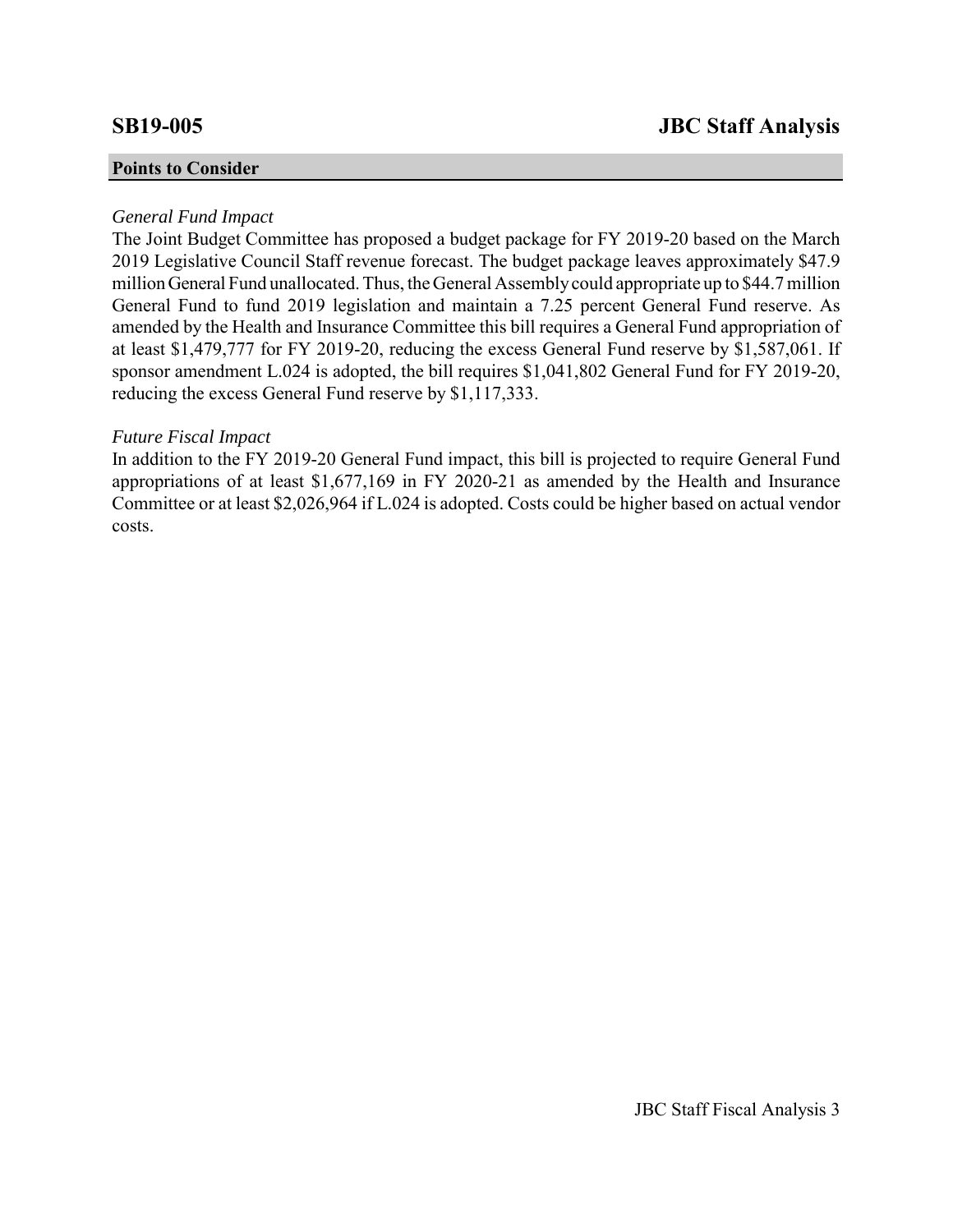## Points to Consider

*General Fund Impact*

The Joint Budget Committee has proposed a budget package for FY 2019-20 based on the March 2019 Legislative Council Staff revenue forecast. The budget package leaves approximately $47.9 million General Fund unallocated. Thus, the General Assembly could appropriate up to $44.7 million General Fund to fund 2019 legislation and maintain a 7.25 percent General Fund reserve. As amended by the Health and Insurance Committee this bill requires a General Fund appropriation of at least $1,479,777 for FY 2019-20, reducing the excess General Fund reserve by $1,587,061. If sponsor amendment L.024 is adopted, the bill requires $1,041,802 General Fund for FY 2019-20, reducing the excess General Fund reserve by $1,117,333.

*Future Fiscal Impact*

In addition to the FY 2019-20 General Fund impact, this bill is projected to require General Fund appropriations of at least $1,677,169 in FY 2020-21 as amended by the Health and Insurance Committee or at least $2,026,964 if L.024 is adopted. Costs could be higher based on actual vendor costs.